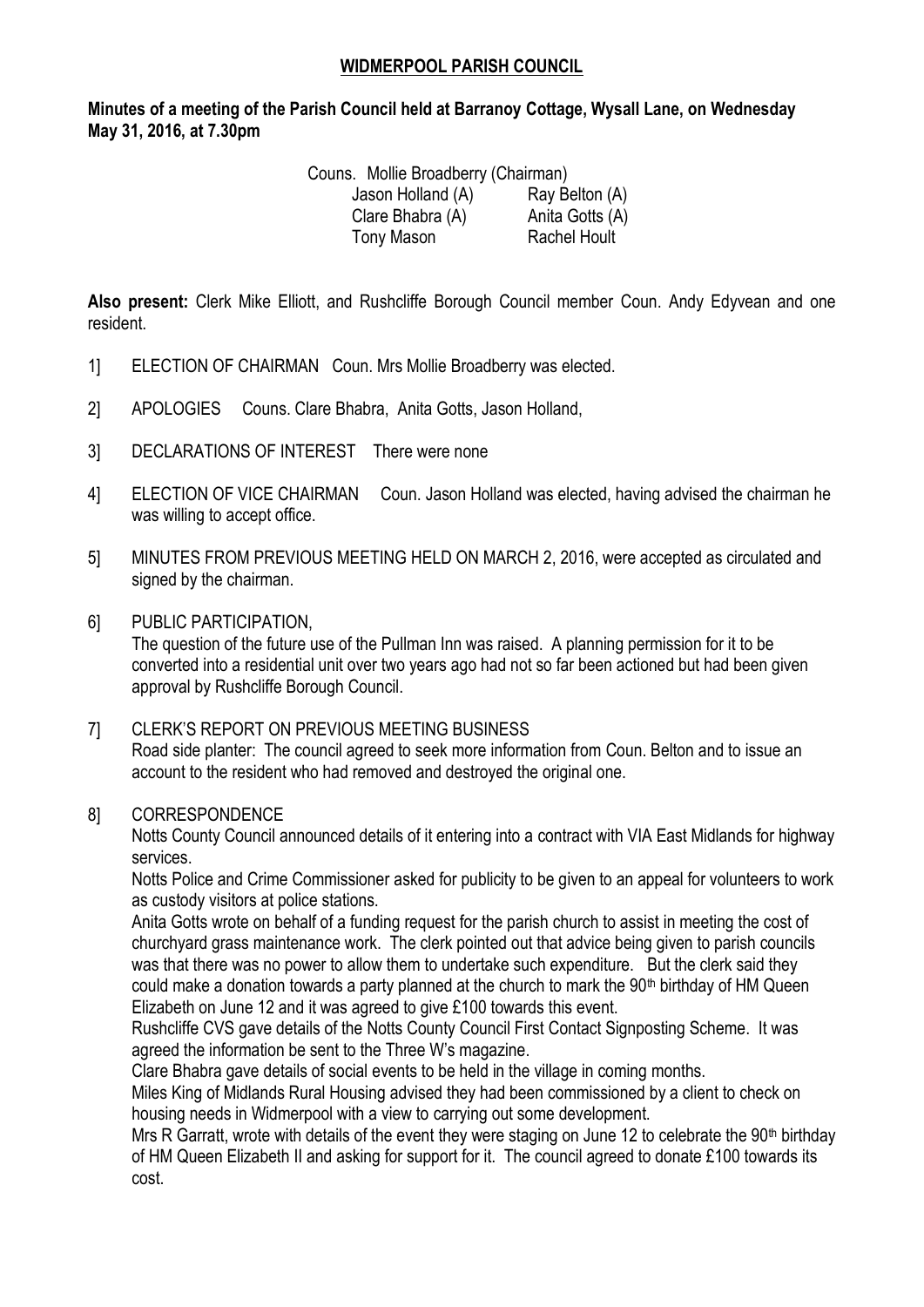# WIDMERPOOL PARISH COUNCIL

**Minutes of a meeting of the Parish Council held at Barranoy Cottage, Wysall Lane, on Wednesday May 31, 2016, at 7.30pm**

Couns. Mollie Broadberry (Chairman)

| | |
|---|---|
| Jason Holland (A) | Ray Belton (A) |
| Clare Bhabra (A) | Anita Gotts (A) |
| Tony Mason | Rachel Hoult |

**Also present:** Clerk Mike Elliott, and Rushcliffe Borough Council member Coun. Andy Edyvean and one resident.

1] ELECTION OF CHAIRMAN Coun. Mrs Mollie Broadberry was elected.

2] APOLOGIES Couns. Clare Bhabra, Anita Gotts, Jason Holland,

3] DECLARATIONS OF INTEREST There were none

4] ELECTION OF VICE CHAIRMAN Coun. Jason Holland was elected, having advised the chairman he was willing to accept office.

5] MINUTES FROM PREVIOUS MEETING HELD ON MARCH 2, 2016, were accepted as circulated and signed by the chairman.

6] PUBLIC PARTICIPATION,
The question of the future use of the Pullman Inn was raised. A planning permission for it to be converted into a residential unit over two years ago had not so far been actioned but had been given approval by Rushcliffe Borough Council.

7] CLERK'S REPORT ON PREVIOUS MEETING BUSINESS
Road side planter: The council agreed to seek more information from Coun. Belton and to issue an account to the resident who had removed and destroyed the original one.

8] CORRESPONDENCE
Notts County Council announced details of it entering into a contract with VIA East Midlands for highway services.
Notts Police and Crime Commissioner asked for publicity to be given to an appeal for volunteers to work as custody visitors at police stations.
Anita Gotts wrote on behalf of a funding request for the parish church to assist in meeting the cost of churchyard grass maintenance work. The clerk pointed out that advice being given to parish councils was that there was no power to allow them to undertake such expenditure. But the clerk said they could make a donation towards a party planned at the church to mark the 90th birthday of HM Queen Elizabeth on June 12 and it was agreed to give £100 towards this event.
Rushcliffe CVS gave details of the Notts County Council First Contact Signposting Scheme. It was agreed the information be sent to the Three W's magazine.
Clare Bhabra gave details of social events to be held in the village in coming months.
Miles King of Midlands Rural Housing advised they had been commissioned by a client to check on housing needs in Widmerpool with a view to carrying out some development.
Mrs R Garratt, wrote with details of the event they were staging on June 12 to celebrate the 90th birthday of HM Queen Elizabeth II and asking for support for it. The council agreed to donate £100 towards its cost.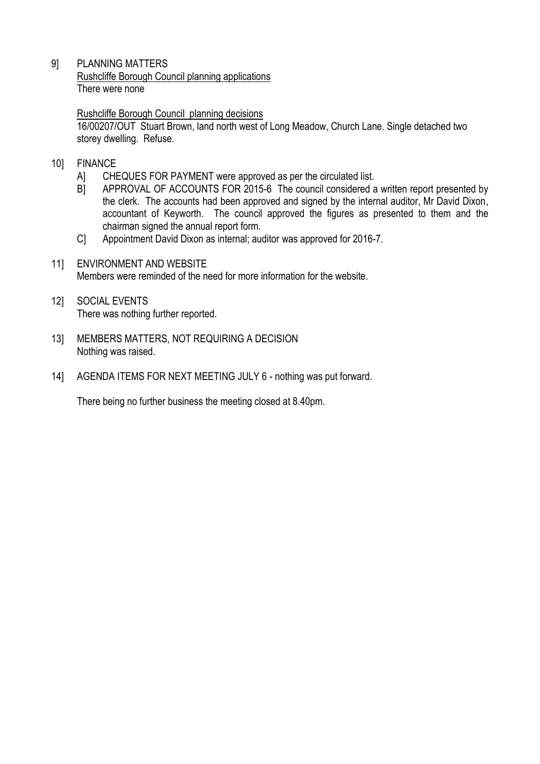9] PLANNING MATTERS

Rushcliffe Borough Council planning applications

There were none

Rushcliffe Borough Council planning decisions

16/00207/OUT Stuart Brown, land north west of Long Meadow, Church Lane. Single detached two storey dwelling. Refuse.

10] FINANCE

A] CHEQUES FOR PAYMENT were approved as per the circulated list.

B] APPROVAL OF ACCOUNTS FOR 2015-6 The council considered a written report presented by the clerk. The accounts had been approved and signed by the internal auditor, Mr David Dixon, accountant of Keyworth. The council approved the figures as presented to them and the chairman signed the annual report form.

C] Appointment David Dixon as internal; auditor was approved for 2016-7.

11] ENVIRONMENT AND WEBSITE

Members were reminded of the need for more information for the website.

12] SOCIAL EVENTS

There was nothing further reported.

13] MEMBERS MATTERS, NOT REQUIRING A DECISION

Nothing was raised.

14] AGENDA ITEMS FOR NEXT MEETING JULY 6 - nothing was put forward.

There being no further business the meeting closed at 8.40pm.